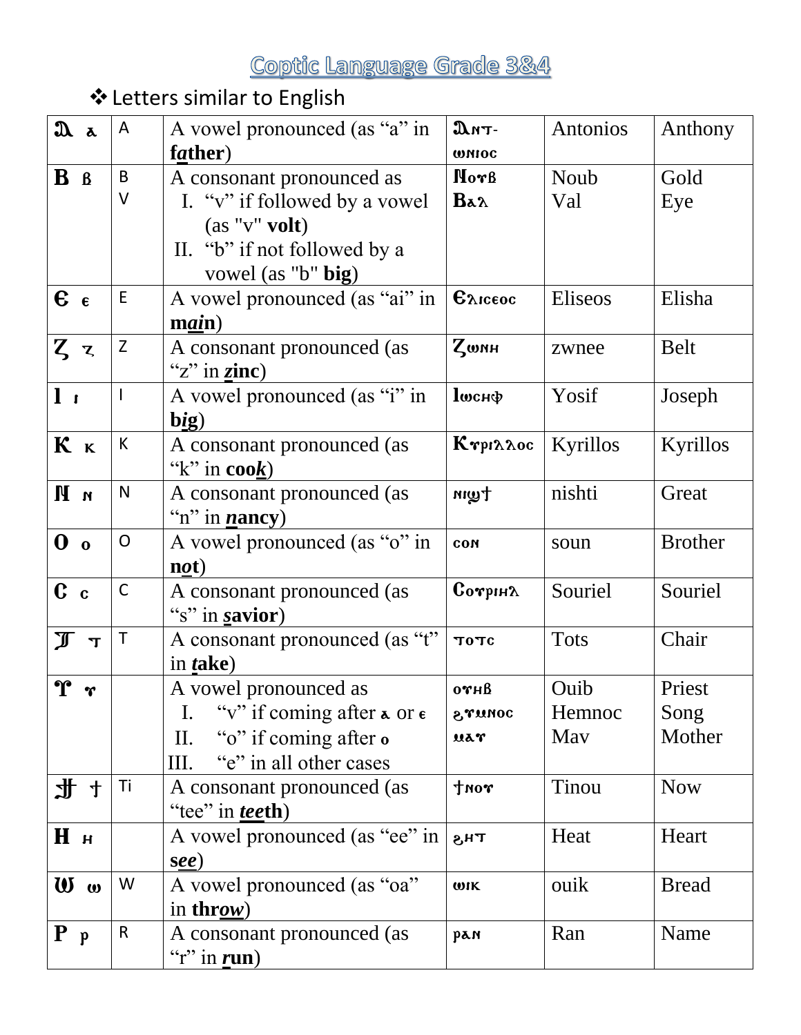# Coptic Language Grade 3&4

❖ Letters similar to English

| | | | | | |
|---|---|---|---|---|---|
| Ⲁ ⲁ | A | A vowel pronounced (as "a" in f**a**ther) | Ⲁⲛⲧ-ⲱⲛⲓⲟⲥ | Antonios | Anthony |
| Ⲃ ⲃ | B<br>V | A consonant pronounced as<br>I. "v" if followed by a vowel (as "v" **volt**)<br>II. "b" if not followed by a vowel (as "b" **big**) | Ⲛⲟⲩⲃ<br>Ⲃⲁⲗ | Noub<br>Val | Gold<br>Eye |
| Ⲉ ⲉ | E | A vowel pronounced (as "ai" in **m*ai*n**) | Ⲉⲗⲓⲥⲉⲟⲥ | Eliseos | Elisha |
| Ⲍ ⲍ | Z | A consonant pronounced (as "z" in ***z*inc**) | Ⲍⲱⲛⲏ | zwnee | Belt |
| Ⲓ ⲓ | I | A vowel pronounced (as "i" in **b*i*g**) | Ⲓⲱⲥⲏⲫ | Yosif | Joseph |
| Ⲕ ⲕ | K | A consonant pronounced (as "k" in **coo*k***) | Ⲕⲩⲣⲓⲗⲗⲟⲥ | Kyrillos | Kyrillos |
| Ⲛ ⲛ | N | A consonant pronounced (as "n" in ***n*ancy**) | ⲛⲓϣϯ | nishti | Great |
| Ⲟ ⲟ | O | A vowel pronounced (as "o" in **n*o*t**) | ⲥⲟⲛ | soun | Brother |
| Ⲥ ⲥ | C | A consonant pronounced (as "s" in ***s*avior**) | Ⲥⲟⲩⲣⲓⲏⲗ | Souriel | Souriel |
| Ⲧ ⲧ | T | A consonant pronounced (as "t" in ***t*ake**) | ⲧⲟⲧⲥ | Tots | Chair |
| Ⲩ ⲩ | | A vowel pronounced as<br>I. "v" if coming after ⲁ or ⲉ<br>II. "o" if coming after ⲟ<br>III. "e" in all other cases | ⲟⲩⲏⲃ<br>ϩⲩⲙⲛⲟⲥ<br>ⲙⲁⲩ | Ouib<br>Hemnoc<br>Mav | Priest<br>Song<br>Mother |
| Ϯ ϯ | Ti | A consonant pronounced (as "tee" in ***tee*th**) | ϯⲛⲟⲩ | Tinou | Now |
| Ⲏ ⲏ | | A vowel pronounced (as "ee" in ***see***) | ϩⲏⲧ | Heat | Heart |
| Ⲱ ⲱ | W | A vowel pronounced (as "oa" in **thr*ow***) | ⲱⲓⲕ | ouik | Bread |
| Ⲣ ⲣ | R | A consonant pronounced (as "r" in ***r*un**) | ⲣⲁⲛ | Ran | Name |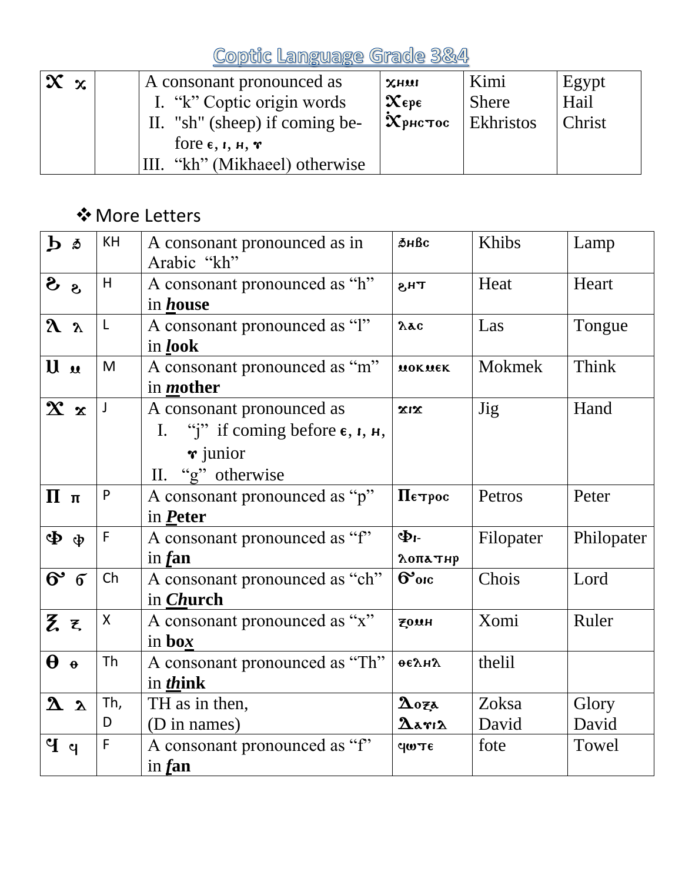# Coptic Language Grade 3&4

| Ⲭ ⲭ | | A consonant pronounced as<br>I. "k" Coptic origin words<br>II. "sh" (sheep) if coming before ⲉ, ⲓ, ⲏ, ⲩ<br>III. "kh" (Mikhaeel) otherwise | ⲭⲏⲙⲓ<br>Ⲭⲉⲣⲉ<br>Ⲭ̀ⲣⲏⲥⲧⲟⲥ | Kimi<br>Shere<br>Ekhristos | Egypt<br>Hail<br>Christ |
|---|---|---|---|---|---|

❖ More Letters

| | | | | | |
|---|---|---|---|---|---|
| Ϧ ϧ | KH | A consonant pronounced as in Arabic "kh" | ϧⲏⲃⲥ | Khibs | Lamp |
| Ϩ ϩ | H | A consonant pronounced as "h" in ***house*** | ϩⲏⲧ | Heat | Heart |
| Ⲗ ⲗ | L | A consonant pronounced as "l" in ***look*** | ⲗⲁⲥ | Las | Tongue |
| Ⲙ ⲙ | M | A consonant pronounced as "m" in ***mother*** | ⲙⲟⲕⲙⲉⲕ | Mokmek | Think |
| Ϫ ϫ | J | A consonant pronounced as<br>I. "j" if coming before ⲉ, ⲓ, ⲏ, ⲩ junior<br>II. "g" otherwise | ϫⲓϫ | Jig | Hand |
| Ⲡ ⲡ | P | A consonant pronounced as "p" in ***Peter*** | Ⲡⲉⲧⲣⲟⲥ | Petros | Peter |
| Ⲫ ⲫ | F | A consonant pronounced as "f" in ***fan*** | Ⲫⲓ-ⲗⲟⲡⲁⲧⲏⲣ | Filopater | Philopater |
| Ϭ ϭ | Ch | A consonant pronounced as "ch" in ***Church*** | Ϭ̀ⲟⲓⲥ | Chois | Lord |
| Ⲝ ⲝ | X | A consonant pronounced as "x" in **box** | ⲝⲟⲙⲏ | Xomi | Ruler |
| Ⲑ ⲑ | Th | A consonant pronounced as "Th" in ***think*** | ⲑⲉⲗⲏⲗ | thelil | |
| Ⲇ ⲇ | Th, D | TH as in then,<br>(D in names) | Ⲇⲟⲝⲁ<br>Ⲇⲁⲩⲓⲇ | Zoksa<br>David | Glory<br>David |
| Ϥ ϥ | F | A consonant pronounced as "f" in ***fan*** | ϥⲱⲧⲉ | fote | Towel |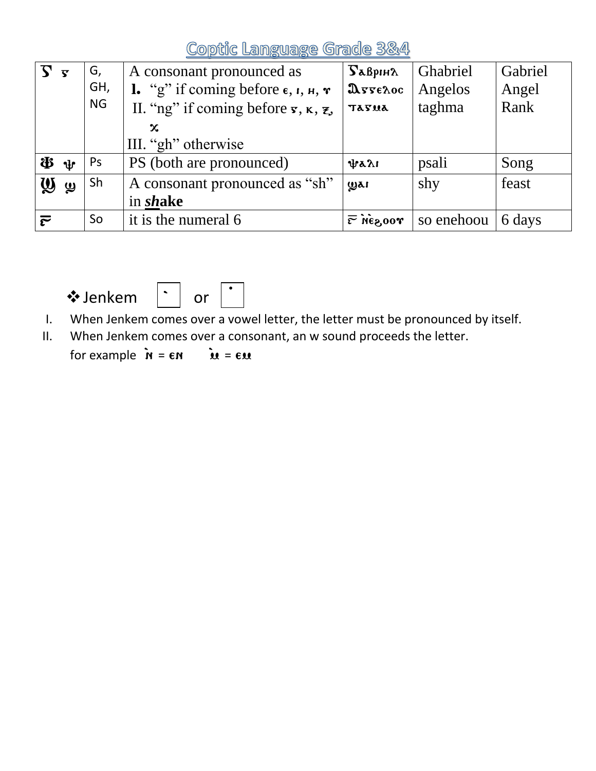# Coptic Language Grade 3&4

| Ⲅ ⲅ | G, GH, NG | A consonant pronounced as<br>I. "g" if coming before ⲉ, ⲓ, ⲏ, ⲩ<br>II. "ng" if coming before ⲅ, ⲕ, ⲝ, ϫ<br>III. "gh" otherwise | Ⲅⲁⲃⲣⲓⲏⲗ<br>Ⲁⲅⲅⲉⲗⲟⲥ<br>ⲧⲁⲅⲙⲁ | Ghabriel<br>Angelos<br>taghma | Gabriel<br>Angel<br>Rank |
|---|---|---|---|---|---|
| Ⲯ ⲯ | Ps | PS (both are pronounced) | ⲯⲁⲗⲓ | psali | Song |
| Ϣ ϣ | Sh | A consonant pronounced as "sh" in ***sh**ake* | ϣⲁⲓ | shy | feast |
| ⲋ | So | it is the numeral 6 | ⲋ ⲛ̀ⲉ̀ϩⲟⲟⲩ | so enehoou | 6 days |

❖ Jenkem ` or ˙

I. When Jenkem comes over a vowel letter, the letter must be pronounced by itself.

II. When Jenkem comes over a consonant, an w sound proceeds the letter.

for example ⲛ̀ = ⲉⲛ ⲙ̀ = ⲉⲙ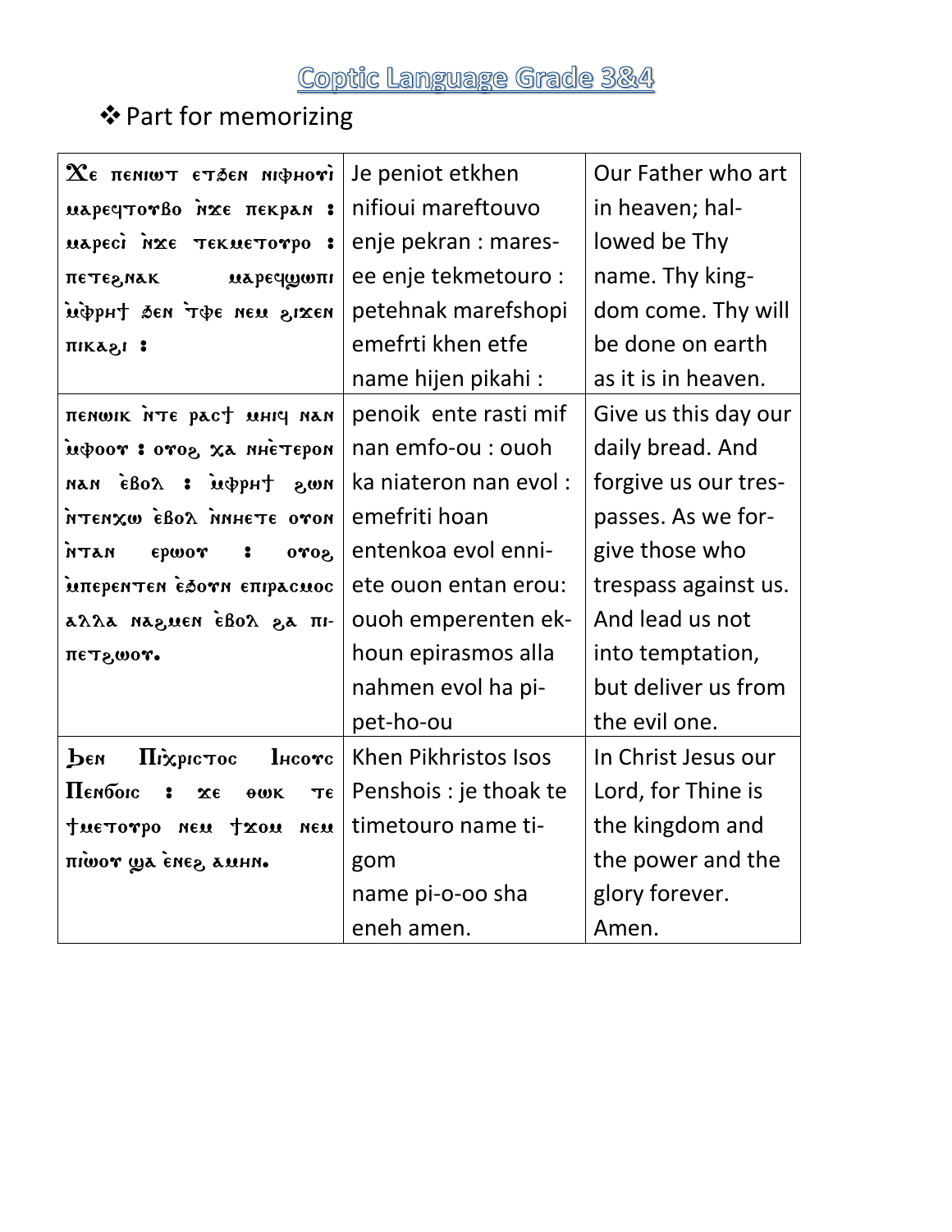# Coptic Language Grade 3&4

❖ Part for memorizing

| | | |
|---|---|---|
| Ϫⲉ ⲡⲉⲛⲓⲱⲧ ⲉⲧϧⲉⲛ ⲛⲓⲫⲏⲟⲩⲓ̀ ⲙⲁⲣⲉϥⲧⲟⲩⲃⲟ ⲛ̀ϫⲉ ⲡⲉⲕⲣⲁⲛ : ⲙⲁⲣⲉⲥⲓ̀ ⲛ̀ϫⲉ ⲧⲉⲕⲙⲉⲧⲟⲩⲣⲟ : ⲡⲉⲧⲉϩⲛⲁⲕ ⲙⲁⲣⲉϥϣⲱⲡⲓ ⲙ̀ⲫⲣⲏϯ ϧⲉⲛ ⲧ̀ⲫⲉ ⲛⲉⲙ ϩⲓϫⲉⲛ ⲡⲓⲕⲁϩⲓ : | Je peniot etkhen nifioui mareftouvo enje pekran : mares-ee enje tekmetouro : petehnak marefshopi emefrti khen etfe name hijen pikahi : | Our Father who art in heaven; hal-lowed be Thy name. Thy king-dom come. Thy will be done on earth as it is in heaven. |
| ⲡⲉⲛⲱⲓⲕ ⲛ̀ⲧⲉ ⲣⲁⲥϯ ⲙⲏⲓϥ ⲛⲁⲛ ⲙ̀ⲫⲟⲟⲩ : ⲟⲩⲟϩ ⲭⲁ ⲛⲏⲉ̀ⲧⲉⲣⲟⲛ ⲛⲁⲛ ⲉ̀ⲃⲟⲗ : ⲙ̀ⲫⲣⲏϯ ϩⲱⲛ ⲛ̀ⲧⲉⲛⲭⲱ ⲉ̀ⲃⲟⲗ ⲛ̀ⲛⲏⲉⲧⲉ ⲟⲩⲟⲛ ⲛ̀ⲧⲁⲛ ⲉⲣⲱⲟⲩ : ⲟⲩⲟϩ ⲙ̀ⲡⲉⲣⲉⲛⲧⲉⲛ ⲉ̀ϧⲟⲩⲛ ⲉⲡⲓⲣⲁⲥⲙⲟⲥ ⲁⲗⲗⲁ ⲛⲁϩⲙⲉⲛ ⲉ̀ⲃⲟⲗ ϩⲁ ⲡⲓⲡⲉⲧϩⲱⲟⲩ. | penoik ente rasti mif nan emfo-ou : ouoh ka niateron nan evol : emefriti hoan entenkoa evol enni-ete ouon entan erou: ouoh emperenten ek-houn epirasmos alla nahmen evol ha pi-pet-ho-ou | Give us this day our daily bread. And forgive us our tres-passes. As we for-give those who trespass against us. And lead us not into temptation, but deliver us from the evil one. |
| Ϧⲉⲛ Ⲡⲓⲭ̀ⲣⲓⲥⲧⲟⲥ Ⲓⲏⲥⲟⲩⲥ Ⲡⲉⲛϭⲟⲓⲥ : ϫⲉ ⲑⲱⲕ ⲧⲉ ϯⲙⲉⲧⲟⲩⲣⲟ ⲛⲉⲙ ϯϫⲟⲙ ⲛⲉⲙ ⲡⲓⲱ̀ⲟⲩ ϣⲁ ⲉ̀ⲛⲉϩ ⲁⲙⲏⲛ. | Khen Pikhristos Isos Penshois : je thoak te timetouro name ti-gom name pi-o-oo sha eneh amen. | In Christ Jesus our Lord, for Thine is the kingdom and the power and the glory forever. Amen. |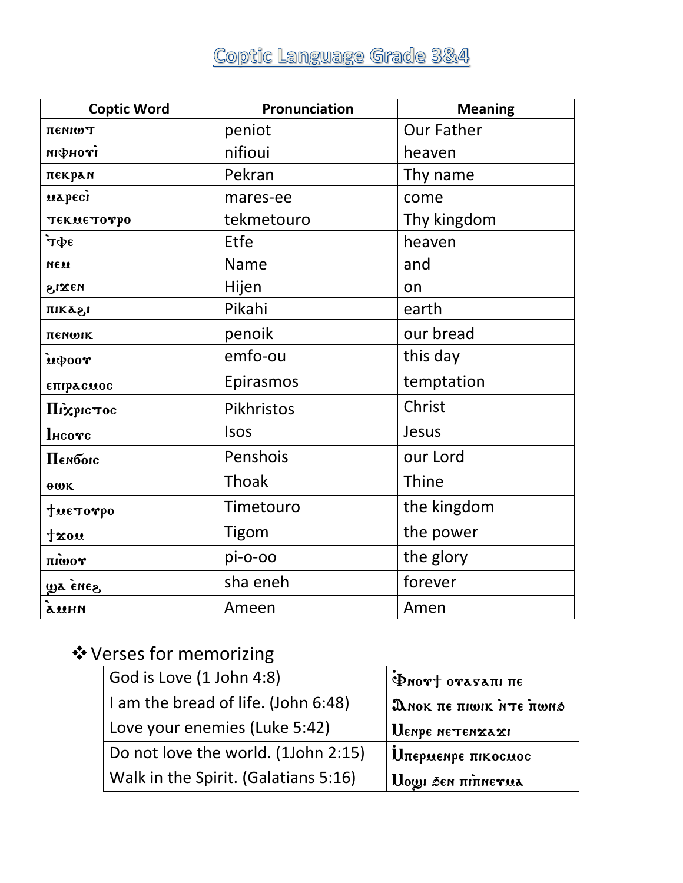# Coptic Language Grade 3&4

| Coptic Word | Pronunciation | Meaning |
| --- | --- | --- |
| ⲡⲉⲛⲓⲱⲧ | peniot | Our Father |
| ⲛⲓⲫⲏⲟⲩⲓ̀ | nifioui | heaven |
| ⲡⲉⲕⲣⲁⲛ | Pekran | Thy name |
| ⲙⲁⲣⲉⲥⲓ̀ | mares-ee | come |
| ⲧⲉⲕⲙⲉⲧⲟⲩⲣⲟ | tekmetouro | Thy kingdom |
| ⲧ̀ⲫⲉ | Etfe | heaven |
| ⲛⲉⲙ | Name | and |
| ϩⲓϫⲉⲛ | Hijen | on |
| ⲡⲓⲕⲁϩⲓ | Pikahi | earth |
| ⲡⲉⲛⲱⲓⲕ | penoik | our bread |
| ⲙ̀ⲫⲟⲟⲩ | emfo-ou | this day |
| ⲉⲡⲓⲣⲁⲥⲙⲟⲥ | Epirasmos | temptation |
| Ⲡⲓ̀ⲭⲣⲓⲥⲧⲟⲥ | Pikhristos | Christ |
| Ⲓⲏⲥⲟⲩⲥ | Isos | Jesus |
| Ⲡⲉⲛϭⲟⲓⲥ | Penshois | our Lord |
| ⲑⲱⲕ | Thoak | Thine |
| ϯⲙⲉⲧⲟⲩⲣⲟ | Timetouro | the kingdom |
| ϯϫⲟⲙ | Tigom | the power |
| ⲡⲓ̀ⲱⲟⲩ | pi-o-oo | the glory |
| ϣⲁ ⲉ̀ⲛⲉϩ | sha eneh | forever |
| ⲁ̀ⲙⲏⲛ | Ameen | Amen |

❖ Verses for memorizing

| | |
| --- | --- |
| God is Love (1 John 4:8) | Ⲫ̀ⲛⲟⲩϯ ⲟⲩⲁⲅⲁⲡⲏ ⲡⲉ |
| I am the bread of life. (John 6:48) | Ⲁ̀ⲛⲟⲕ ⲡⲉ ⲡⲓⲱⲓⲕ ⲛ̀ⲧⲉ ⲡ̀ⲱⲛϧ |
| Love your enemies (Luke 5:42) | Ⲙⲉⲛⲣⲉ ⲛⲉⲧⲉⲛϫⲁϫⲓ |
| Do not love the world. (1John 2:15) | Ⲙ̀ⲡⲉⲣⲙⲉⲛⲣⲉ ⲡⲓⲕⲟⲥⲙⲟⲥ |
| Walk in the Spirit. (Galatians 5:16) | Ⲙⲟϣⲓ ϧⲉⲛ ⲡⲓⲡ̀ⲛⲉⲩⲙⲁ |